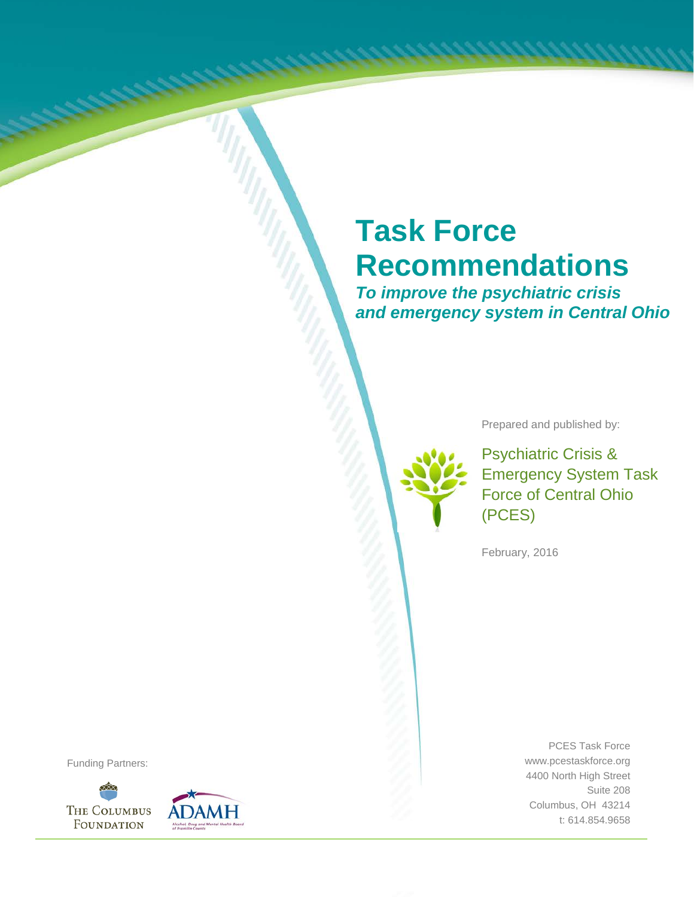# Task Force Recommendations

***To improve the psychiatric crisis and emergency system in Central Ohio***

Prepared and published by:

Psychiatric Crisis & Emergency System Task Force of Central Ohio (PCES)

February, 2016

Funding Partners:

The Columbus Foundation

ADAMH Alcohol, Drug and Mental Health Board of Franklin County

PCES Task Force
www.pcestaskforce.org
4400 North High Street
Suite 208
Columbus, OH 43214
t: 614.854.9658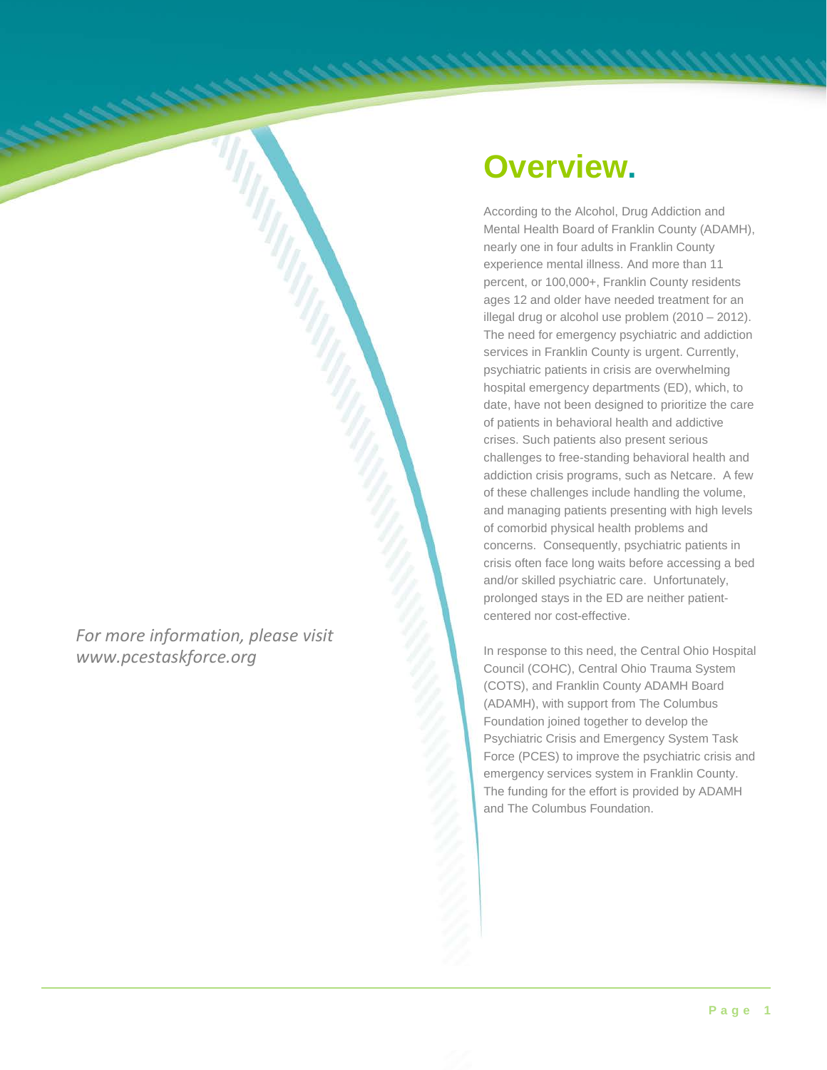# Overview.

According to the Alcohol, Drug Addiction and Mental Health Board of Franklin County (ADAMH), nearly one in four adults in Franklin County experience mental illness. And more than 11 percent, or 100,000+, Franklin County residents ages 12 and older have needed treatment for an illegal drug or alcohol use problem (2010 – 2012). The need for emergency psychiatric and addiction services in Franklin County is urgent. Currently, psychiatric patients in crisis are overwhelming hospital emergency departments (ED), which, to date, have not been designed to prioritize the care of patients in behavioral health and addictive crises. Such patients also present serious challenges to free-standing behavioral health and addiction crisis programs, such as Netcare. A few of these challenges include handling the volume, and managing patients presenting with high levels of comorbid physical health problems and concerns. Consequently, psychiatric patients in crisis often face long waits before accessing a bed and/or skilled psychiatric care. Unfortunately, prolonged stays in the ED are neither patient-centered nor cost-effective.

In response to this need, the Central Ohio Hospital Council (COHC), Central Ohio Trauma System (COTS), and Franklin County ADAMH Board (ADAMH), with support from The Columbus Foundation joined together to develop the Psychiatric Crisis and Emergency System Task Force (PCES) to improve the psychiatric crisis and emergency services system in Franklin County. The funding for the effort is provided by ADAMH and The Columbus Foundation.

*For more information, please visit www.pcestaskforce.org*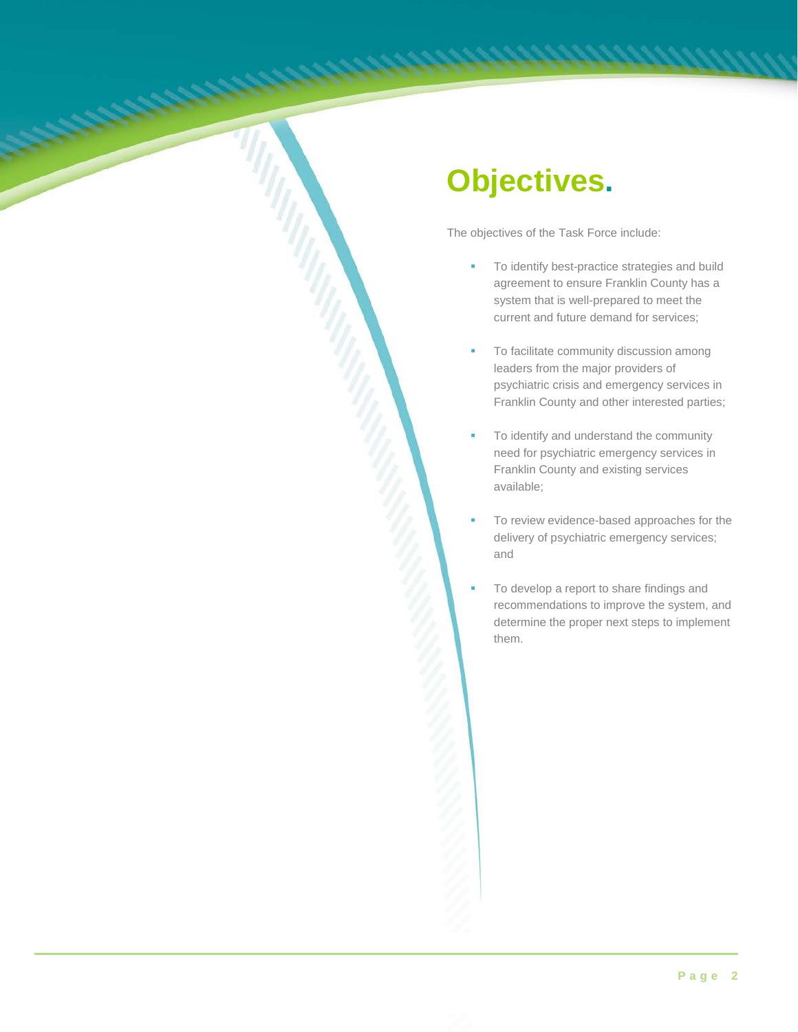# Objectives.

The objectives of the Task Force include:

- To identify best-practice strategies and build agreement to ensure Franklin County has a system that is well-prepared to meet the current and future demand for services;
- To facilitate community discussion among leaders from the major providers of psychiatric crisis and emergency services in Franklin County and other interested parties;
- To identify and understand the community need for psychiatric emergency services in Franklin County and existing services available;
- To review evidence-based approaches for the delivery of psychiatric emergency services; and
- To develop a report to share findings and recommendations to improve the system, and determine the proper next steps to implement them.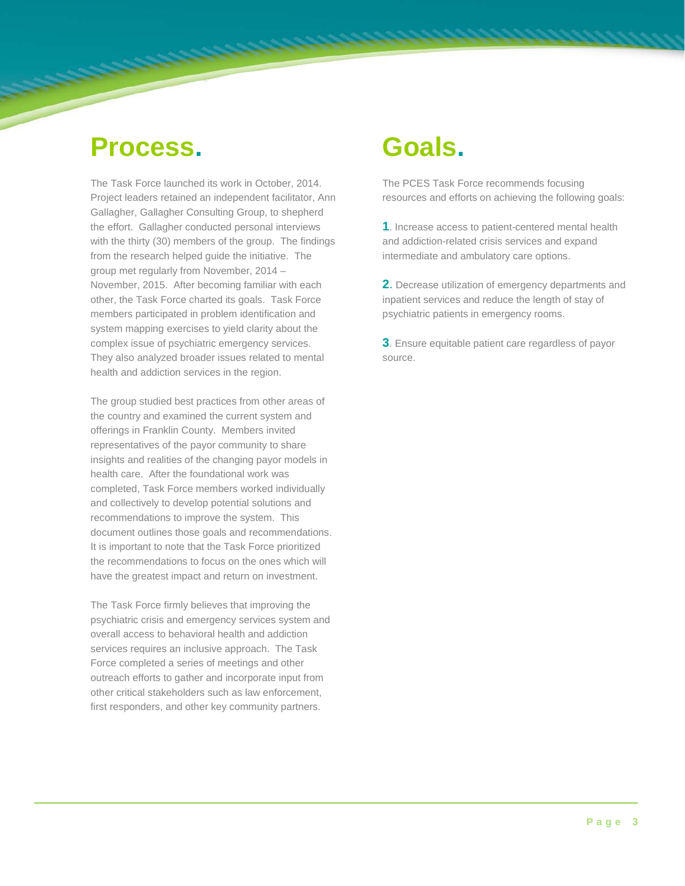# Process.

The Task Force launched its work in October, 2014. Project leaders retained an independent facilitator, Ann Gallagher, Gallagher Consulting Group, to shepherd the effort. Gallagher conducted personal interviews with the thirty (30) members of the group. The findings from the research helped guide the initiative. The group met regularly from November, 2014 – November, 2015. After becoming familiar with each other, the Task Force charted its goals. Task Force members participated in problem identification and system mapping exercises to yield clarity about the complex issue of psychiatric emergency services. They also analyzed broader issues related to mental health and addiction services in the region.

The group studied best practices from other areas of the country and examined the current system and offerings in Franklin County. Members invited representatives of the payor community to share insights and realities of the changing payor models in health care. After the foundational work was completed, Task Force members worked individually and collectively to develop potential solutions and recommendations to improve the system. This document outlines those goals and recommendations. It is important to note that the Task Force prioritized the recommendations to focus on the ones which will have the greatest impact and return on investment.

The Task Force firmly believes that improving the psychiatric crisis and emergency services system and overall access to behavioral health and addiction services requires an inclusive approach. The Task Force completed a series of meetings and other outreach efforts to gather and incorporate input from other critical stakeholders such as law enforcement, first responders, and other key community partners.

# Goals.

The PCES Task Force recommends focusing resources and efforts on achieving the following goals:

**1**. Increase access to patient-centered mental health and addiction-related crisis services and expand intermediate and ambulatory care options.

**2**. Decrease utilization of emergency departments and inpatient services and reduce the length of stay of psychiatric patients in emergency rooms.

**3**. Ensure equitable patient care regardless of payor source.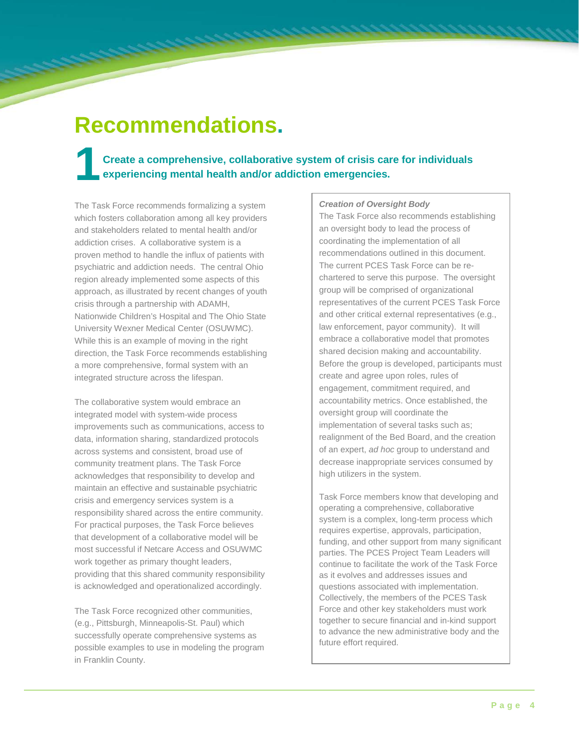# Recommendations.

## 1 Create a comprehensive, collaborative system of crisis care for individuals experiencing mental health and/or addiction emergencies.

The Task Force recommends formalizing a system which fosters collaboration among all key providers and stakeholders related to mental health and/or addiction crises. A collaborative system is a proven method to handle the influx of patients with psychiatric and addiction needs. The central Ohio region already implemented some aspects of this approach, as illustrated by recent changes of youth crisis through a partnership with ADAMH, Nationwide Children's Hospital and The Ohio State University Wexner Medical Center (OSUWMC). While this is an example of moving in the right direction, the Task Force recommends establishing a more comprehensive, formal system with an integrated structure across the lifespan.

The collaborative system would embrace an integrated model with system-wide process improvements such as communications, access to data, information sharing, standardized protocols across systems and consistent, broad use of community treatment plans. The Task Force acknowledges that responsibility to develop and maintain an effective and sustainable psychiatric crisis and emergency services system is a responsibility shared across the entire community. For practical purposes, the Task Force believes that development of a collaborative model will be most successful if Netcare Access and OSUWMC work together as primary thought leaders, providing that this shared community responsibility is acknowledged and operationalized accordingly.

The Task Force recognized other communities, (e.g., Pittsburgh, Minneapolis-St. Paul) which successfully operate comprehensive systems as possible examples to use in modeling the program in Franklin County.

***Creation of Oversight Body***

The Task Force also recommends establishing an oversight body to lead the process of coordinating the implementation of all recommendations outlined in this document. The current PCES Task Force can be re-chartered to serve this purpose. The oversight group will be comprised of organizational representatives of the current PCES Task Force and other critical external representatives (e.g., law enforcement, payor community). It will embrace a collaborative model that promotes shared decision making and accountability. Before the group is developed, participants must create and agree upon roles, rules of engagement, commitment required, and accountability metrics. Once established, the oversight group will coordinate the implementation of several tasks such as; realignment of the Bed Board, and the creation of an expert, *ad hoc* group to understand and decrease inappropriate services consumed by high utilizers in the system.

Task Force members know that developing and operating a comprehensive, collaborative system is a complex, long-term process which requires expertise, approvals, participation, funding, and other support from many significant parties. The PCES Project Team Leaders will continue to facilitate the work of the Task Force as it evolves and addresses issues and questions associated with implementation. Collectively, the members of the PCES Task Force and other key stakeholders must work together to secure financial and in-kind support to advance the new administrative body and the future effort required.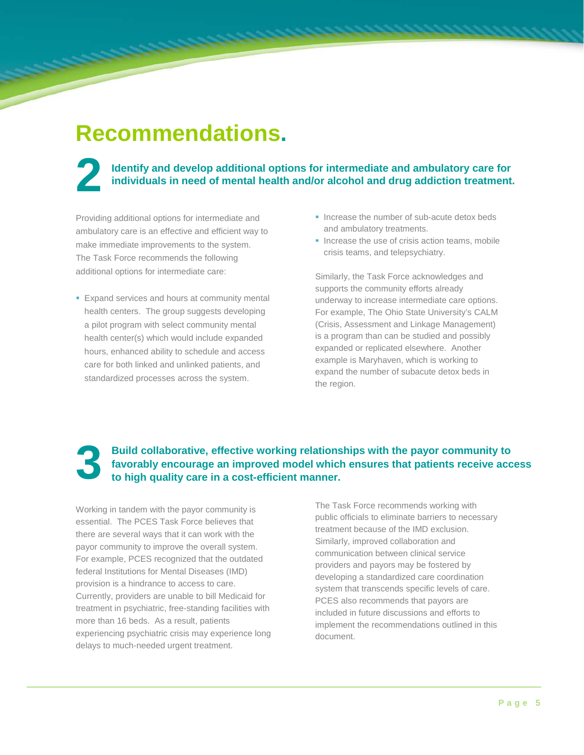# Recommendations.

## 2 Identify and develop additional options for intermediate and ambulatory care for individuals in need of mental health and/or alcohol and drug addiction treatment.

Providing additional options for intermediate and ambulatory care is an effective and efficient way to make immediate improvements to the system. The Task Force recommends the following additional options for intermediate care:

- Expand services and hours at community mental health centers. The group suggests developing a pilot program with select community mental health center(s) which would include expanded hours, enhanced ability to schedule and access care for both linked and unlinked patients, and standardized processes across the system.
- Increase the number of sub-acute detox beds and ambulatory treatments.
- Increase the use of crisis action teams, mobile crisis teams, and telepsychiatry.

Similarly, the Task Force acknowledges and supports the community efforts already underway to increase intermediate care options. For example, The Ohio State University's CALM (Crisis, Assessment and Linkage Management) is a program than can be studied and possibly expanded or replicated elsewhere. Another example is Maryhaven, which is working to expand the number of subacute detox beds in the region.

## 3 Build collaborative, effective working relationships with the payor community to favorably encourage an improved model which ensures that patients receive access to high quality care in a cost-efficient manner.

Working in tandem with the payor community is essential. The PCES Task Force believes that there are several ways that it can work with the payor community to improve the overall system. For example, PCES recognized that the outdated federal Institutions for Mental Diseases (IMD) provision is a hindrance to access to care. Currently, providers are unable to bill Medicaid for treatment in psychiatric, free-standing facilities with more than 16 beds. As a result, patients experiencing psychiatric crisis may experience long delays to much-needed urgent treatment.

The Task Force recommends working with public officials to eliminate barriers to necessary treatment because of the IMD exclusion. Similarly, improved collaboration and communication between clinical service providers and payors may be fostered by developing a standardized care coordination system that transcends specific levels of care. PCES also recommends that payors are included in future discussions and efforts to implement the recommendations outlined in this document.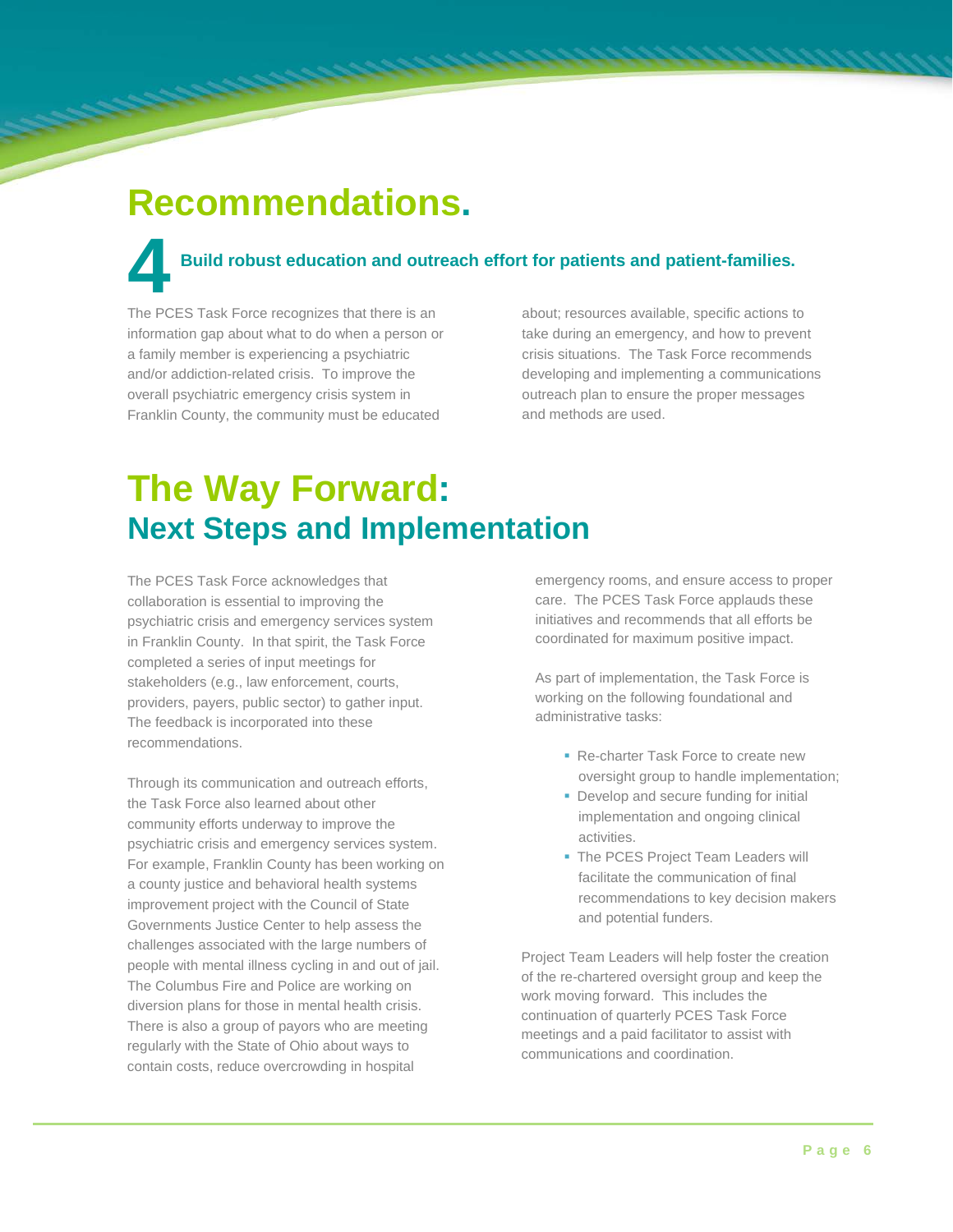# Recommendations.

## 4 Build robust education and outreach effort for patients and patient-families.

The PCES Task Force recognizes that there is an information gap about what to do when a person or a family member is experiencing a psychiatric and/or addiction-related crisis. To improve the overall psychiatric emergency crisis system in Franklin County, the community must be educated about; resources available, specific actions to take during an emergency, and how to prevent crisis situations. The Task Force recommends developing and implementing a communications outreach plan to ensure the proper messages and methods are used.

# The Way Forward:

## Next Steps and Implementation

The PCES Task Force acknowledges that collaboration is essential to improving the psychiatric crisis and emergency services system in Franklin County. In that spirit, the Task Force completed a series of input meetings for stakeholders (e.g., law enforcement, courts, providers, payers, public sector) to gather input. The feedback is incorporated into these recommendations.

Through its communication and outreach efforts, the Task Force also learned about other community efforts underway to improve the psychiatric crisis and emergency services system. For example, Franklin County has been working on a county justice and behavioral health systems improvement project with the Council of State Governments Justice Center to help assess the challenges associated with the large numbers of people with mental illness cycling in and out of jail. The Columbus Fire and Police are working on diversion plans for those in mental health crisis. There is also a group of payors who are meeting regularly with the State of Ohio about ways to contain costs, reduce overcrowding in hospital emergency rooms, and ensure access to proper care. The PCES Task Force applauds these initiatives and recommends that all efforts be coordinated for maximum positive impact.

As part of implementation, the Task Force is working on the following foundational and administrative tasks:

- Re-charter Task Force to create new oversight group to handle implementation;
- Develop and secure funding for initial implementation and ongoing clinical activities.
- The PCES Project Team Leaders will facilitate the communication of final recommendations to key decision makers and potential funders.

Project Team Leaders will help foster the creation of the re-chartered oversight group and keep the work moving forward. This includes the continuation of quarterly PCES Task Force meetings and a paid facilitator to assist with communications and coordination.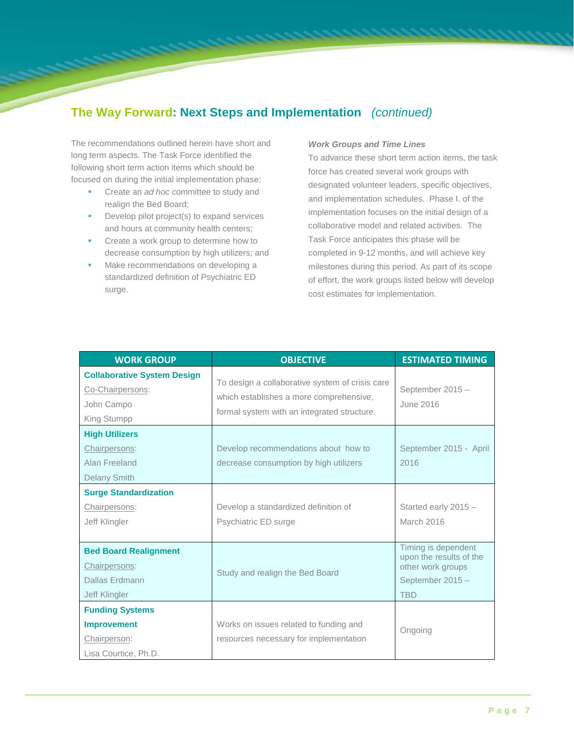## The Way Forward: Next Steps and Implementation *(continued)*

The recommendations outlined herein have short and long term aspects. The Task Force identified the following short term action items which should be focused on during the initial implementation phase:

- Create an *ad hoc* committee to study and realign the Bed Board;
- Develop pilot project(s) to expand services and hours at community health centers;
- Create a work group to determine how to decrease consumption by high utilizers; and
- Make recommendations on developing a standardized definition of Psychiatric ED surge.

***Work Groups and Time Lines***

To advance these short term action items, the task force has created several work groups with designated volunteer leaders, specific objectives, and implementation schedules. Phase I. of the implementation focuses on the initial design of a collaborative model and related activities. The Task Force anticipates this phase will be completed in 9-12 months, and will achieve key milestones during this period. As part of its scope of effort, the work groups listed below will develop cost estimates for implementation.

| WORK GROUP | OBJECTIVE | ESTIMATED TIMING |
|---|---|---|
| **Collaborative System Design**<br>Co-Chairpersons:<br>John Campo<br>King Stumpp | To design a collaborative system of crisis care which establishes a more comprehensive, formal system with an integrated structure. | September 2015 – June 2016 |
| **High Utilizers**<br>Chairpersons:<br>Alan Freeland<br>Delany Smith | Develop recommendations about how to decrease consumption by high utilizers | September 2015 - April 2016 |
| **Surge Standardization**<br>Chairpersons:<br>Jeff Klingler | Develop a standardized definition of Psychiatric ED surge | Started early 2015 – March 2016 |
| **Bed Board Realignment**<br>Chairpersons:<br>Dallas Erdmann<br>Jeff Klingler | Study and realign the Bed Board | Timing is dependent upon the results of the other work groups<br>September 2015 – TBD |
| **Funding Systems Improvement**<br>Chairperson:<br>Lisa Courtice, Ph.D. | Works on issues related to funding and resources necessary for implementation | Ongoing |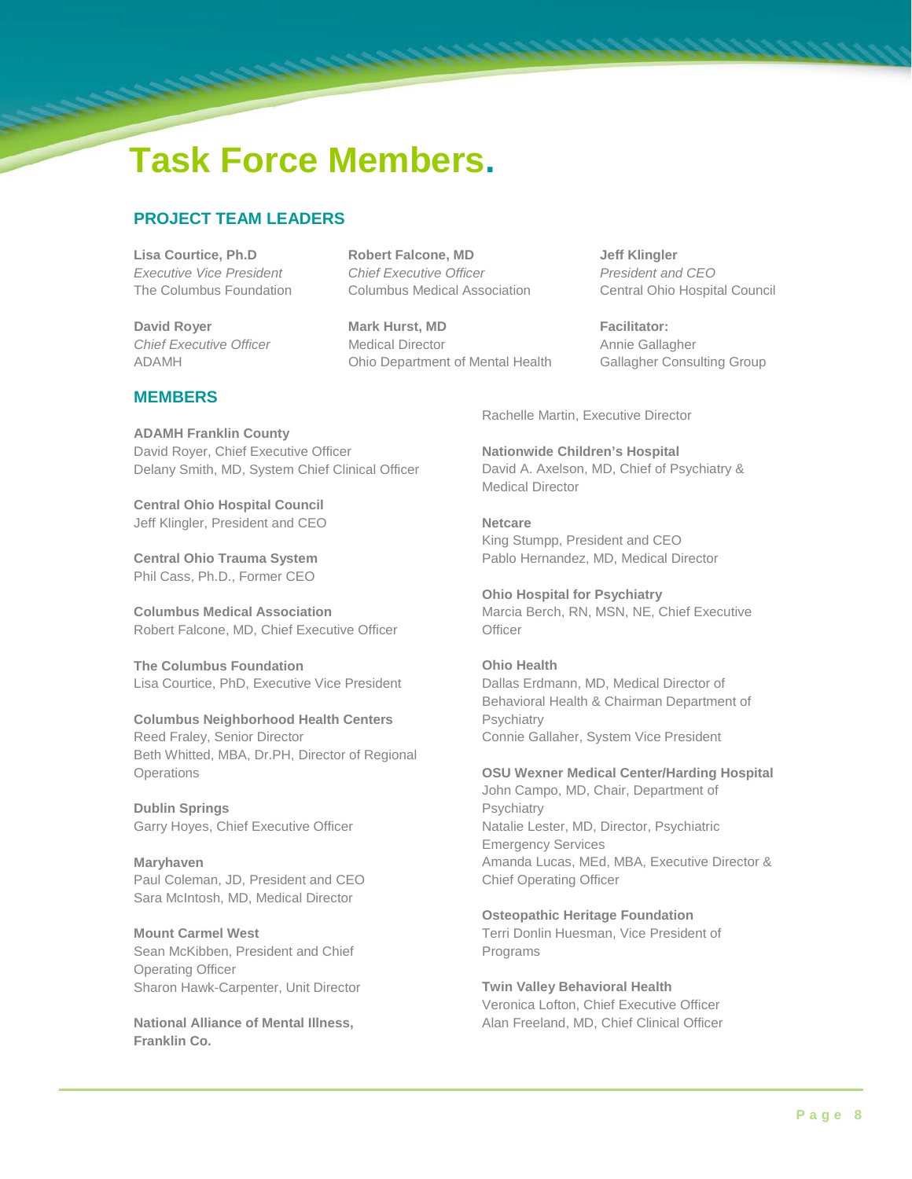# Task Force Members.

## PROJECT TEAM LEADERS

**Lisa Courtice, Ph.D**
*Executive Vice President*
The Columbus Foundation

**David Royer**
*Chief Executive Officer*
ADAMH

**Robert Falcone, MD**
*Chief Executive Officer*
Columbus Medical Association

**Mark Hurst, MD**
Medical Director
Ohio Department of Mental Health

**Jeff Klingler**
*President and CEO*
Central Ohio Hospital Council

**Facilitator:**
Annie Gallagher
Gallagher Consulting Group

## MEMBERS

**ADAMH Franklin County**
David Royer, Chief Executive Officer
Delany Smith, MD, System Chief Clinical Officer

**Central Ohio Hospital Council**
Jeff Klingler, President and CEO

**Central Ohio Trauma System**
Phil Cass, Ph.D., Former CEO

**Columbus Medical Association**
Robert Falcone, MD, Chief Executive Officer

**The Columbus Foundation**
Lisa Courtice, PhD, Executive Vice President

**Columbus Neighborhood Health Centers**
Reed Fraley, Senior Director
Beth Whitted, MBA, Dr.PH, Director of Regional Operations

**Dublin Springs**
Garry Hoyes, Chief Executive Officer

**Maryhaven**
Paul Coleman, JD, President and CEO
Sara McIntosh, MD, Medical Director

**Mount Carmel West**
Sean McKibben, President and Chief Operating Officer
Sharon Hawk-Carpenter, Unit Director

**National Alliance of Mental Illness, Franklin Co.**
Rachelle Martin, Executive Director

**Nationwide Children's Hospital**
David A. Axelson, MD, Chief of Psychiatry & Medical Director

**Netcare**
King Stumpp, President and CEO
Pablo Hernandez, MD, Medical Director

**Ohio Hospital for Psychiatry**
Marcia Berch, RN, MSN, NE, Chief Executive Officer

**Ohio Health**
Dallas Erdmann, MD, Medical Director of Behavioral Health & Chairman Department of Psychiatry
Connie Gallaher, System Vice President

**OSU Wexner Medical Center/Harding Hospital**
John Campo, MD, Chair, Department of Psychiatry
Natalie Lester, MD, Director, Psychiatric Emergency Services
Amanda Lucas, MEd, MBA, Executive Director & Chief Operating Officer

**Osteopathic Heritage Foundation**
Terri Donlin Huesman, Vice President of Programs

**Twin Valley Behavioral Health**
Veronica Lofton, Chief Executive Officer
Alan Freeland, MD, Chief Clinical Officer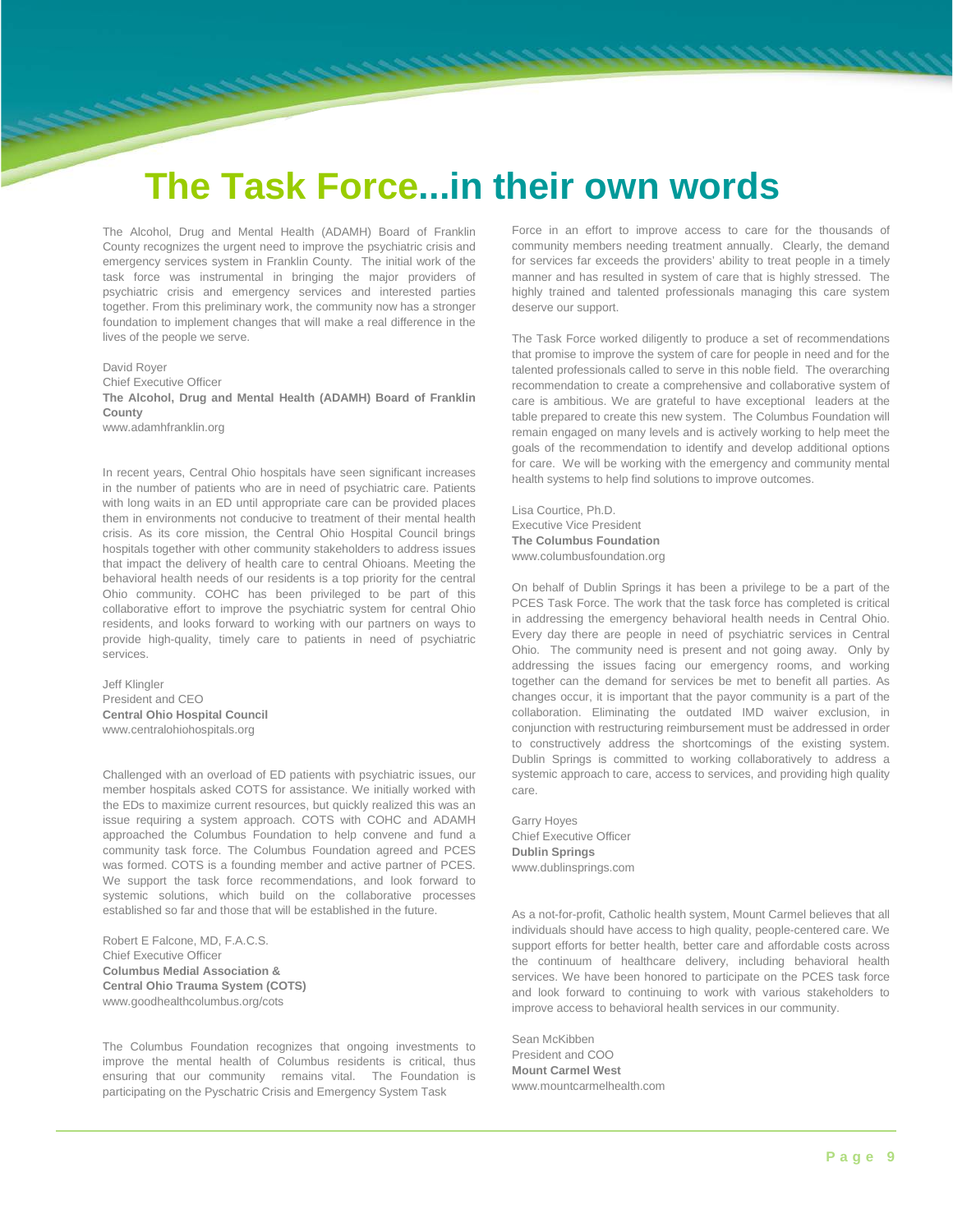# The Task Force...in their own words

The Alcohol, Drug and Mental Health (ADAMH) Board of Franklin County recognizes the urgent need to improve the psychiatric crisis and emergency services system in Franklin County. The initial work of the task force was instrumental in bringing the major providers of psychiatric crisis and emergency services and interested parties together. From this preliminary work, the community now has a stronger foundation to implement changes that will make a real difference in the lives of the people we serve.

David Royer
Chief Executive Officer
**The Alcohol, Drug and Mental Health (ADAMH) Board of Franklin County**
www.adamhfranklin.org

In recent years, Central Ohio hospitals have seen significant increases in the number of patients who are in need of psychiatric care. Patients with long waits in an ED until appropriate care can be provided places them in environments not conducive to treatment of their mental health crisis. As its core mission, the Central Ohio Hospital Council brings hospitals together with other community stakeholders to address issues that impact the delivery of health care to central Ohioans. Meeting the behavioral health needs of our residents is a top priority for the central Ohio community. COHC has been privileged to be part of this collaborative effort to improve the psychiatric system for central Ohio residents, and looks forward to working with our partners on ways to provide high-quality, timely care to patients in need of psychiatric services.

Jeff Klingler
President and CEO
**Central Ohio Hospital Council**
www.centralohiohospitals.org

Challenged with an overload of ED patients with psychiatric issues, our member hospitals asked COTS for assistance. We initially worked with the EDs to maximize current resources, but quickly realized this was an issue requiring a system approach. COTS with COHC and ADAMH approached the Columbus Foundation to help convene and fund a community task force. The Columbus Foundation agreed and PCES was formed. COTS is a founding member and active partner of PCES. We support the task force recommendations, and look forward to systemic solutions, which build on the collaborative processes established so far and those that will be established in the future.

Robert E Falcone, MD, F.A.C.S.
Chief Executive Officer
**Columbus Medial Association &**
**Central Ohio Trauma System (COTS)**
www.goodhealthcolumbus.org/cots

The Columbus Foundation recognizes that ongoing investments to improve the mental health of Columbus residents is critical, thus ensuring that our community remains vital. The Foundation is participating on the Pyschatric Crisis and Emergency System Task Force in an effort to improve access to care for the thousands of community members needing treatment annually. Clearly, the demand for services far exceeds the providers' ability to treat people in a timely manner and has resulted in system of care that is highly stressed. The highly trained and talented professionals managing this care system deserve our support.

The Task Force worked diligently to produce a set of recommendations that promise to improve the system of care for people in need and for the talented professionals called to serve in this noble field. The overarching recommendation to create a comprehensive and collaborative system of care is ambitious. We are grateful to have exceptional leaders at the table prepared to create this new system. The Columbus Foundation will remain engaged on many levels and is actively working to help meet the goals of the recommendation to identify and develop additional options for care. We will be working with the emergency and community mental health systems to help find solutions to improve outcomes.

Lisa Courtice, Ph.D.
Executive Vice President
**The Columbus Foundation**
www.columbusfoundation.org

On behalf of Dublin Springs it has been a privilege to be a part of the PCES Task Force. The work that the task force has completed is critical in addressing the emergency behavioral health needs in Central Ohio. Every day there are people in need of psychiatric services in Central Ohio. The community need is present and not going away. Only by addressing the issues facing our emergency rooms, and working together can the demand for services be met to benefit all parties. As changes occur, it is important that the payor community is a part of the collaboration. Eliminating the outdated IMD waiver exclusion, in conjunction with restructuring reimbursement must be addressed in order to constructively address the shortcomings of the existing system. Dublin Springs is committed to working collaboratively to address a systemic approach to care, access to services, and providing high quality care.

Garry Hoyes
Chief Executive Officer
**Dublin Springs**
www.dublinsprings.com

As a not-for-profit, Catholic health system, Mount Carmel believes that all individuals should have access to high quality, people-centered care. We support efforts for better health, better care and affordable costs across the continuum of healthcare delivery, including behavioral health services. We have been honored to participate on the PCES task force and look forward to continuing to work with various stakeholders to improve access to behavioral health services in our community.

Sean McKibben
President and COO
**Mount Carmel West**
www.mountcarmelhealth.com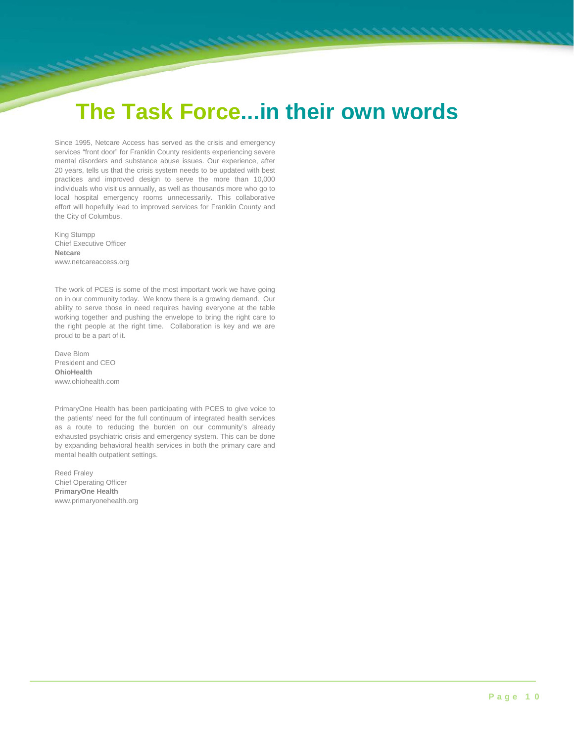# The Task Force...in their own words

Since 1995, Netcare Access has served as the crisis and emergency services "front door" for Franklin County residents experiencing severe mental disorders and substance abuse issues. Our experience, after 20 years, tells us that the crisis system needs to be updated with best practices and improved design to serve the more than 10,000 individuals who visit us annually, as well as thousands more who go to local hospital emergency rooms unnecessarily. This collaborative effort will hopefully lead to improved services for Franklin County and the City of Columbus.

King Stumpp  
Chief Executive Officer  
**Netcare**  
www.netcareaccess.org

The work of PCES is some of the most important work we have going on in our community today. We know there is a growing demand. Our ability to serve those in need requires having everyone at the table working together and pushing the envelope to bring the right care to the right people at the right time. Collaboration is key and we are proud to be a part of it.

Dave Blom  
President and CEO  
**OhioHealth**  
www.ohiohealth.com

PrimaryOne Health has been participating with PCES to give voice to the patients' need for the full continuum of integrated health services as a route to reducing the burden on our community's already exhausted psychiatric crisis and emergency system. This can be done by expanding behavioral health services in both the primary care and mental health outpatient settings.

Reed Fraley  
Chief Operating Officer  
**PrimaryOne Health**  
www.primaryonehealth.org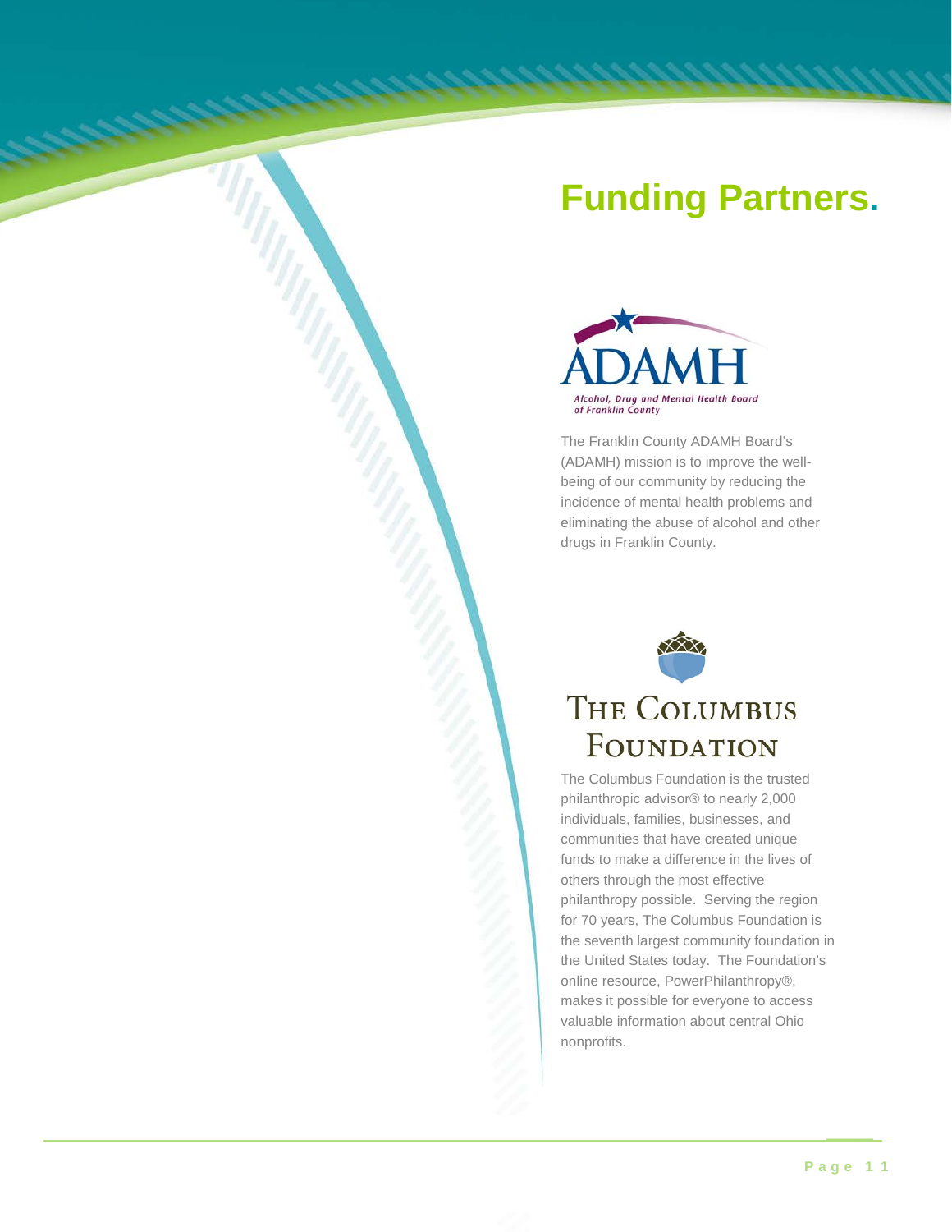# Funding Partners.

ADAMH

*Alcohol, Drug and Mental Health Board of Franklin County*

The Franklin County ADAMH Board's (ADAMH) mission is to improve the well-being of our community by reducing the incidence of mental health problems and eliminating the abuse of alcohol and other drugs in Franklin County.

THE COLUMBUS FOUNDATION

The Columbus Foundation is the trusted philanthropic advisor® to nearly 2,000 individuals, families, businesses, and communities that have created unique funds to make a difference in the lives of others through the most effective philanthropy possible. Serving the region for 70 years, The Columbus Foundation is the seventh largest community foundation in the United States today. The Foundation's online resource, PowerPhilanthropy®, makes it possible for everyone to access valuable information about central Ohio nonprofits.